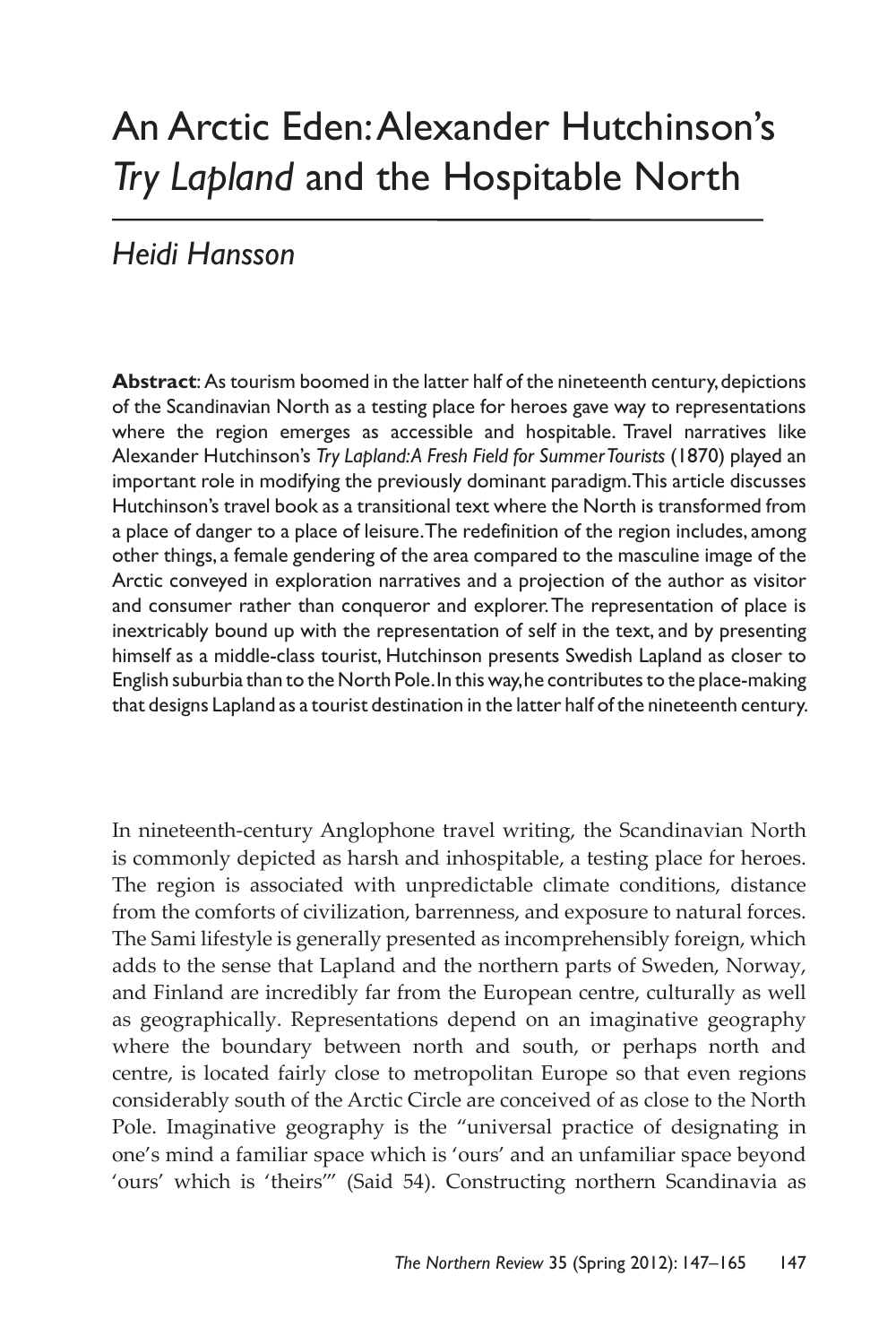# An Arctic Eden: Alexander Hutchinson's *Try Lapland* and the Hospitable North

*Heidi Hansson*

**Abstract**: As tourism boomed in the latter half of the nineteenth century, depictions of the Scandinavian North as a testing place for heroes gave way to representations where the region emerges as accessible and hospitable. Travel narratives like Alexander Hutchinson's *Try Lapland: A Fresh Field for Summer Tourists* (1870) played an important role in modifying the previously dominant paradigm. This article discusses Hutchinson's travel book as a transitional text where the North is transformed from a place of danger to a place of leisure. The redefinition of the region includes, among other things, a female gendering of the area compared to the masculine image of the Arctic conveyed in exploration narratives and a projection of the author as visitor and consumer rather than conqueror and explorer. The representation of place is inextricably bound up with the representation of self in the text, and by presenting himself as a middle-class tourist, Hutchinson presents Swedish Lapland as closer to English suburbia than to the North Pole. In this way, he contributes to the place-making that designs Lapland as a tourist destination in the latter half of the nineteenth century.

In nineteenth-century Anglophone travel writing, the Scandinavian North is commonly depicted as harsh and inhospitable, a testing place for heroes. The region is associated with unpredictable climate conditions, distance from the comforts of civilization, barrenness, and exposure to natural forces. The Sami lifestyle is generally presented as incomprehensibly foreign, which adds to the sense that Lapland and the northern parts of Sweden, Norway, and Finland are incredibly far from the European centre, culturally as well as geographically. Representations depend on an imaginative geography where the boundary between north and south, or perhaps north and centre, is located fairly close to metropolitan Europe so that even regions considerably south of the Arctic Circle are conceived of as close to the North Pole. Imaginative geography is the "universal practice of designating in one's mind a familiar space which is 'ours' and an unfamiliar space beyond 'ours' which is 'theirs'" (Said 54). Constructing northern Scandinavia as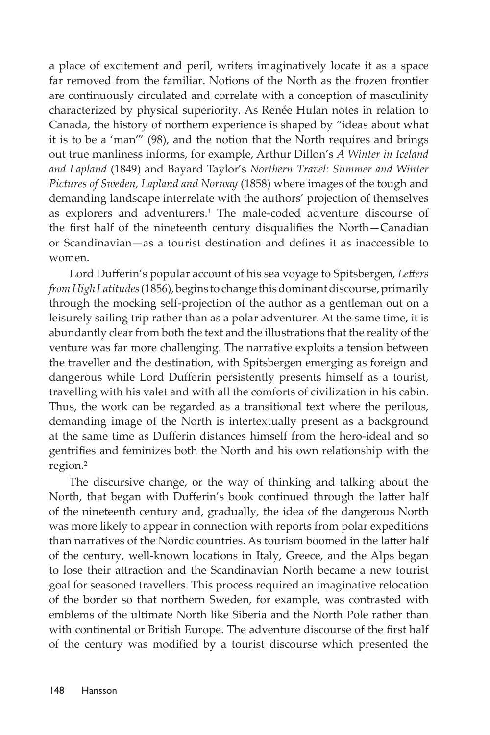a place of excitement and peril, writers imaginatively locate it as a space far removed from the familiar. Notions of the North as the frozen frontier are continuously circulated and correlate with a conception of masculinity characterized by physical superiority. As Renée Hulan notes in relation to Canada, the history of northern experience is shaped by "ideas about what it is to be a 'man'" (98), and the notion that the North requires and brings out true manliness informs, for example, Arthur Dillon's *A Winter in Iceland and Lapland* (1849) and Bayard Taylor's *Northern Travel: Summer and Winter Pictures of Sweden, Lapland and Norway* (1858) where images of the tough and demanding landscape interrelate with the authors' projection of themselves as explorers and adventurers.[1] The male-coded adventure discourse of the first half of the nineteenth century disqualifies the North—Canadian or Scandinavian—as a tourist destination and defines it as inaccessible to women.

Lord Dufferin's popular account of his sea voyage to Spitsbergen, *Letters from High Latitudes* (1856), begins to change this dominant discourse, primarily through the mocking self-projection of the author as a gentleman out on a leisurely sailing trip rather than as a polar adventurer. At the same time, it is abundantly clear from both the text and the illustrations that the reality of the venture was far more challenging. The narrative exploits a tension between the traveller and the destination, with Spitsbergen emerging as foreign and dangerous while Lord Dufferin persistently presents himself as a tourist, travelling with his valet and with all the comforts of civilization in his cabin. Thus, the work can be regarded as a transitional text where the perilous, demanding image of the North is intertextually present as a background at the same time as Dufferin distances himself from the hero-ideal and so gentrifies and feminizes both the North and his own relationship with the region.[2]

The discursive change, or the way of thinking and talking about the North, that began with Dufferin's book continued through the latter half of the nineteenth century and, gradually, the idea of the dangerous North was more likely to appear in connection with reports from polar expeditions than narratives of the Nordic countries. As tourism boomed in the latter half of the century, well-known locations in Italy, Greece, and the Alps began to lose their attraction and the Scandinavian North became a new tourist goal for seasoned travellers. This process required an imaginative relocation of the border so that northern Sweden, for example, was contrasted with emblems of the ultimate North like Siberia and the North Pole rather than with continental or British Europe. The adventure discourse of the first half of the century was modified by a tourist discourse which presented the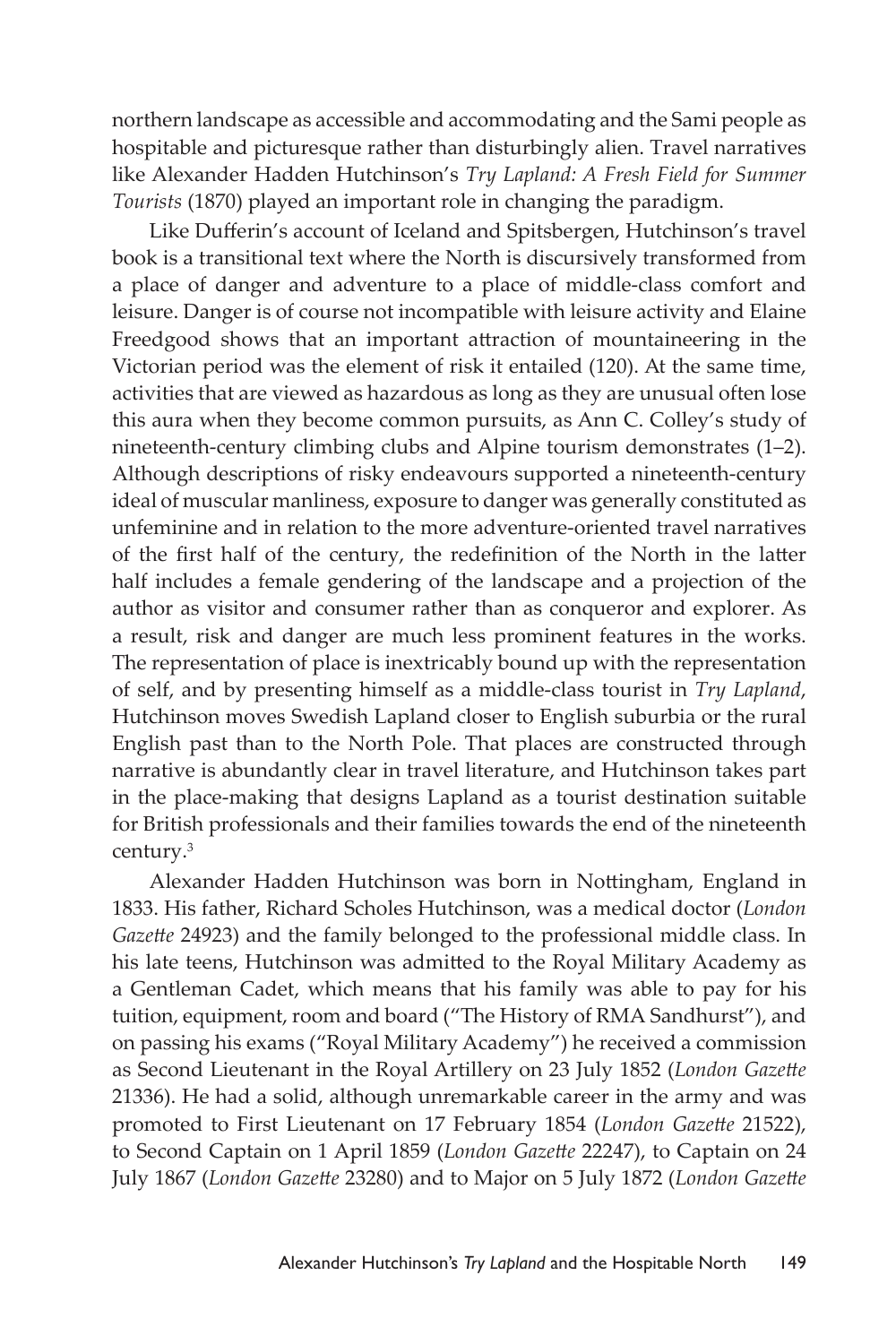northern landscape as accessible and accommodating and the Sami people as hospitable and picturesque rather than disturbingly alien. Travel narratives like Alexander Hadden Hutchinson's *Try Lapland: A Fresh Field for Summer Tourists* (1870) played an important role in changing the paradigm.

Like Dufferin's account of Iceland and Spitsbergen, Hutchinson's travel book is a transitional text where the North is discursively transformed from a place of danger and adventure to a place of middle-class comfort and leisure. Danger is of course not incompatible with leisure activity and Elaine Freedgood shows that an important attraction of mountaineering in the Victorian period was the element of risk it entailed (120). At the same time, activities that are viewed as hazardous as long as they are unusual often lose this aura when they become common pursuits, as Ann C. Colley's study of nineteenth-century climbing clubs and Alpine tourism demonstrates (1–2). Although descriptions of risky endeavours supported a nineteenth-century ideal of muscular manliness, exposure to danger was generally constituted as unfeminine and in relation to the more adventure-oriented travel narratives of the first half of the century, the redefinition of the North in the latter half includes a female gendering of the landscape and a projection of the author as visitor and consumer rather than as conqueror and explorer. As a result, risk and danger are much less prominent features in the works. The representation of place is inextricably bound up with the representation of self, and by presenting himself as a middle-class tourist in *Try Lapland*, Hutchinson moves Swedish Lapland closer to English suburbia or the rural English past than to the North Pole. That places are constructed through narrative is abundantly clear in travel literature, and Hutchinson takes part in the place-making that designs Lapland as a tourist destination suitable for British professionals and their families towards the end of the nineteenth century.[3]

Alexander Hadden Hutchinson was born in Nottingham, England in 1833. His father, Richard Scholes Hutchinson, was a medical doctor (*London Gazette* 24923) and the family belonged to the professional middle class. In his late teens, Hutchinson was admitted to the Royal Military Academy as a Gentleman Cadet, which means that his family was able to pay for his tuition, equipment, room and board ("The History of RMA Sandhurst"), and on passing his exams ("Royal Military Academy") he received a commission as Second Lieutenant in the Royal Artillery on 23 July 1852 (*London Gazette* 21336). He had a solid, although unremarkable career in the army and was promoted to First Lieutenant on 17 February 1854 (*London Gazette* 21522), to Second Captain on 1 April 1859 (*London Gazette* 22247), to Captain on 24 July 1867 (*London Gazette* 23280) and to Major on 5 July 1872 (*London Gazette*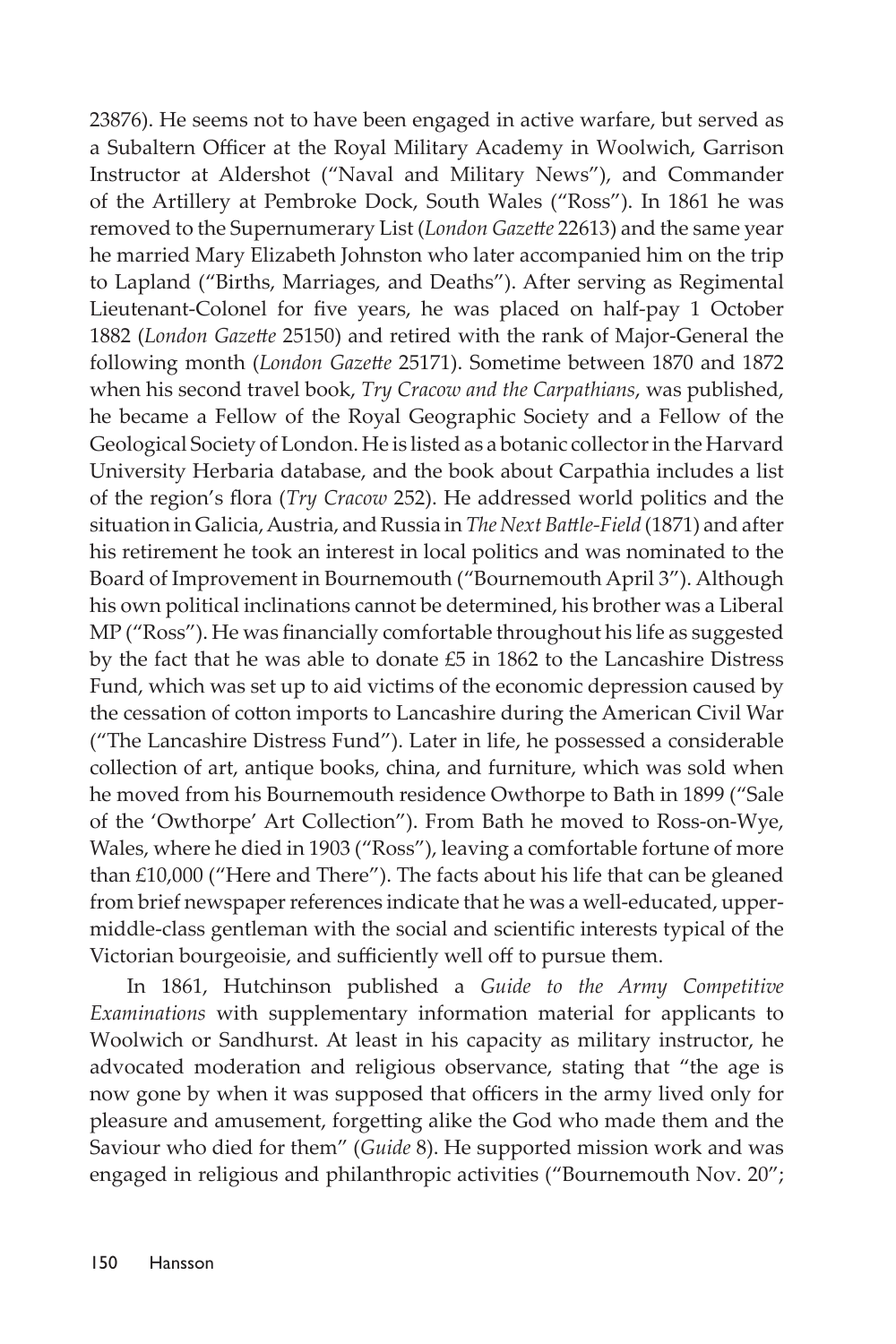23876). He seems not to have been engaged in active warfare, but served as a Subaltern Officer at the Royal Military Academy in Woolwich, Garrison Instructor at Aldershot ("Naval and Military News"), and Commander of the Artillery at Pembroke Dock, South Wales ("Ross"). In 1861 he was removed to the Supernumerary List (*London Gazette* 22613) and the same year he married Mary Elizabeth Johnston who later accompanied him on the trip to Lapland ("Births, Marriages, and Deaths"). After serving as Regimental Lieutenant-Colonel for five years, he was placed on half-pay 1 October 1882 (*London Gazette* 25150) and retired with the rank of Major-General the following month (*London Gazette* 25171). Sometime between 1870 and 1872 when his second travel book, *Try Cracow and the Carpathians*, was published, he became a Fellow of the Royal Geographic Society and a Fellow of the Geological Society of London. He is listed as a botanic collector in the Harvard University Herbaria database, and the book about Carpathia includes a list of the region's flora (*Try Cracow* 252). He addressed world politics and the situation in Galicia, Austria, and Russia in *The Next Battle-Field* (1871) and after his retirement he took an interest in local politics and was nominated to the Board of Improvement in Bournemouth ("Bournemouth April 3"). Although his own political inclinations cannot be determined, his brother was a Liberal MP ("Ross"). He was financially comfortable throughout his life as suggested by the fact that he was able to donate £5 in 1862 to the Lancashire Distress Fund, which was set up to aid victims of the economic depression caused by the cessation of cotton imports to Lancashire during the American Civil War ("The Lancashire Distress Fund"). Later in life, he possessed a considerable collection of art, antique books, china, and furniture, which was sold when he moved from his Bournemouth residence Owthorpe to Bath in 1899 ("Sale of the 'Owthorpe' Art Collection"). From Bath he moved to Ross-on-Wye, Wales, where he died in 1903 ("Ross"), leaving a comfortable fortune of more than £10,000 ("Here and There"). The facts about his life that can be gleaned from brief newspaper references indicate that he was a well-educated, upper-middle-class gentleman with the social and scientific interests typical of the Victorian bourgeoisie, and sufficiently well off to pursue them.

In 1861, Hutchinson published a *Guide to the Army Competitive Examinations* with supplementary information material for applicants to Woolwich or Sandhurst. At least in his capacity as military instructor, he advocated moderation and religious observance, stating that "the age is now gone by when it was supposed that officers in the army lived only for pleasure and amusement, forgetting alike the God who made them and the Saviour who died for them" (*Guide* 8). He supported mission work and was engaged in religious and philanthropic activities ("Bournemouth Nov. 20";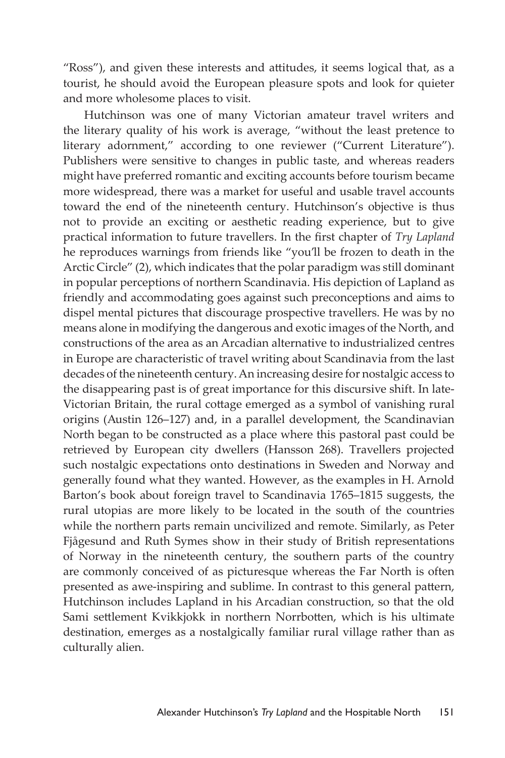"Ross"), and given these interests and attitudes, it seems logical that, as a tourist, he should avoid the European pleasure spots and look for quieter and more wholesome places to visit.

Hutchinson was one of many Victorian amateur travel writers and the literary quality of his work is average, "without the least pretence to literary adornment," according to one reviewer ("Current Literature"). Publishers were sensitive to changes in public taste, and whereas readers might have preferred romantic and exciting accounts before tourism became more widespread, there was a market for useful and usable travel accounts toward the end of the nineteenth century. Hutchinson's objective is thus not to provide an exciting or aesthetic reading experience, but to give practical information to future travellers. In the first chapter of *Try Lapland* he reproduces warnings from friends like "you'll be frozen to death in the Arctic Circle" (2), which indicates that the polar paradigm was still dominant in popular perceptions of northern Scandinavia. His depiction of Lapland as friendly and accommodating goes against such preconceptions and aims to dispel mental pictures that discourage prospective travellers. He was by no means alone in modifying the dangerous and exotic images of the North, and constructions of the area as an Arcadian alternative to industrialized centres in Europe are characteristic of travel writing about Scandinavia from the last decades of the nineteenth century. An increasing desire for nostalgic access to the disappearing past is of great importance for this discursive shift. In late-Victorian Britain, the rural cottage emerged as a symbol of vanishing rural origins (Austin 126–127) and, in a parallel development, the Scandinavian North began to be constructed as a place where this pastoral past could be retrieved by European city dwellers (Hansson 268). Travellers projected such nostalgic expectations onto destinations in Sweden and Norway and generally found what they wanted. However, as the examples in H. Arnold Barton's book about foreign travel to Scandinavia 1765–1815 suggests, the rural utopias are more likely to be located in the south of the countries while the northern parts remain uncivilized and remote. Similarly, as Peter Fjågesund and Ruth Symes show in their study of British representations of Norway in the nineteenth century, the southern parts of the country are commonly conceived of as picturesque whereas the Far North is often presented as awe-inspiring and sublime. In contrast to this general pattern, Hutchinson includes Lapland in his Arcadian construction, so that the old Sami settlement Kvikkjokk in northern Norrbotten, which is his ultimate destination, emerges as a nostalgically familiar rural village rather than as culturally alien.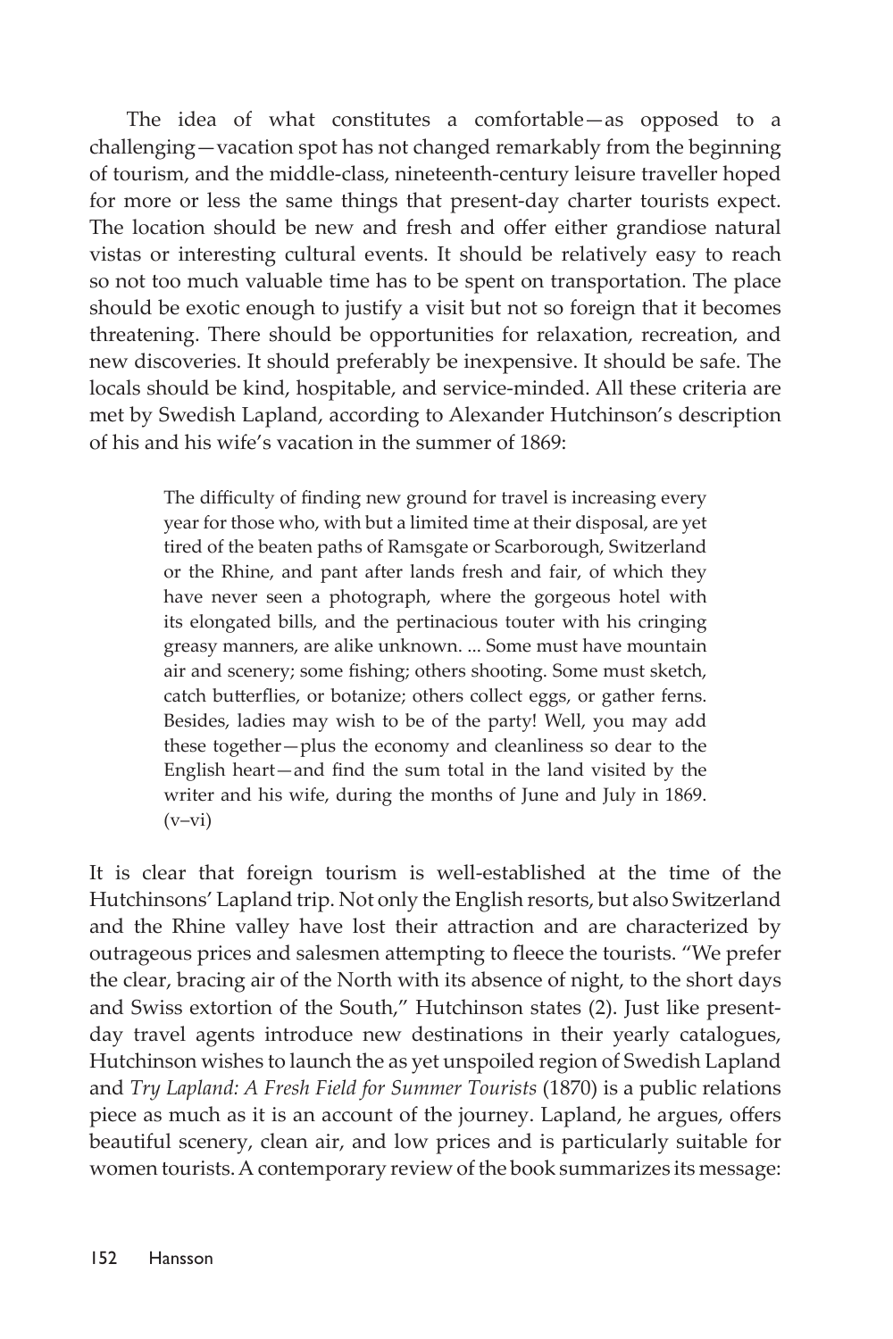The idea of what constitutes a comfortable—as opposed to a challenging—vacation spot has not changed remarkably from the beginning of tourism, and the middle-class, nineteenth-century leisure traveller hoped for more or less the same things that present-day charter tourists expect. The location should be new and fresh and offer either grandiose natural vistas or interesting cultural events. It should be relatively easy to reach so not too much valuable time has to be spent on transportation. The place should be exotic enough to justify a visit but not so foreign that it becomes threatening. There should be opportunities for relaxation, recreation, and new discoveries. It should preferably be inexpensive. It should be safe. The locals should be kind, hospitable, and service-minded. All these criteria are met by Swedish Lapland, according to Alexander Hutchinson's description of his and his wife's vacation in the summer of 1869:

> The difficulty of finding new ground for travel is increasing every year for those who, with but a limited time at their disposal, are yet tired of the beaten paths of Ramsgate or Scarborough, Switzerland or the Rhine, and pant after lands fresh and fair, of which they have never seen a photograph, where the gorgeous hotel with its elongated bills, and the pertinacious touter with his cringing greasy manners, are alike unknown. ... Some must have mountain air and scenery; some fishing; others shooting. Some must sketch, catch butterflies, or botanize; others collect eggs, or gather ferns. Besides, ladies may wish to be of the party! Well, you may add these together—plus the economy and cleanliness so dear to the English heart—and find the sum total in the land visited by the writer and his wife, during the months of June and July in 1869. (v–vi)

It is clear that foreign tourism is well-established at the time of the Hutchinsons' Lapland trip. Not only the English resorts, but also Switzerland and the Rhine valley have lost their attraction and are characterized by outrageous prices and salesmen attempting to fleece the tourists. "We prefer the clear, bracing air of the North with its absence of night, to the short days and Swiss extortion of the South," Hutchinson states (2). Just like present-day travel agents introduce new destinations in their yearly catalogues, Hutchinson wishes to launch the as yet unspoiled region of Swedish Lapland and *Try Lapland: A Fresh Field for Summer Tourists* (1870) is a public relations piece as much as it is an account of the journey. Lapland, he argues, offers beautiful scenery, clean air, and low prices and is particularly suitable for women tourists. A contemporary review of the book summarizes its message: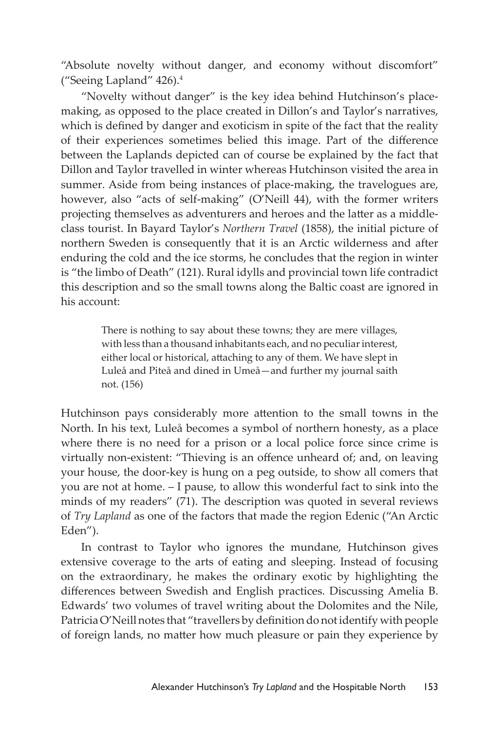"Absolute novelty without danger, and economy without discomfort" ("Seeing Lapland" 426).[4]

"Novelty without danger" is the key idea behind Hutchinson's place-making, as opposed to the place created in Dillon's and Taylor's narratives, which is defined by danger and exoticism in spite of the fact that the reality of their experiences sometimes belied this image. Part of the difference between the Laplands depicted can of course be explained by the fact that Dillon and Taylor travelled in winter whereas Hutchinson visited the area in summer. Aside from being instances of place-making, the travelogues are, however, also "acts of self-making" (O'Neill 44), with the former writers projecting themselves as adventurers and heroes and the latter as a middle-class tourist. In Bayard Taylor's *Northern Travel* (1858), the initial picture of northern Sweden is consequently that it is an Arctic wilderness and after enduring the cold and the ice storms, he concludes that the region in winter is "the limbo of Death" (121). Rural idylls and provincial town life contradict this description and so the small towns along the Baltic coast are ignored in his account:

> There is nothing to say about these towns; they are mere villages, with less than a thousand inhabitants each, and no peculiar interest, either local or historical, attaching to any of them. We have slept in Luleå and Piteå and dined in Umeå—and further my journal saith not. (156)

Hutchinson pays considerably more attention to the small towns in the North. In his text, Luleå becomes a symbol of northern honesty, as a place where there is no need for a prison or a local police force since crime is virtually non-existent: "Thieving is an offence unheard of; and, on leaving your house, the door-key is hung on a peg outside, to show all comers that you are not at home. – I pause, to allow this wonderful fact to sink into the minds of my readers" (71). The description was quoted in several reviews of *Try Lapland* as one of the factors that made the region Edenic ("An Arctic Eden").

In contrast to Taylor who ignores the mundane, Hutchinson gives extensive coverage to the arts of eating and sleeping. Instead of focusing on the extraordinary, he makes the ordinary exotic by highlighting the differences between Swedish and English practices. Discussing Amelia B. Edwards' two volumes of travel writing about the Dolomites and the Nile, Patricia O'Neill notes that "travellers by definition do not identify with people of foreign lands, no matter how much pleasure or pain they experience by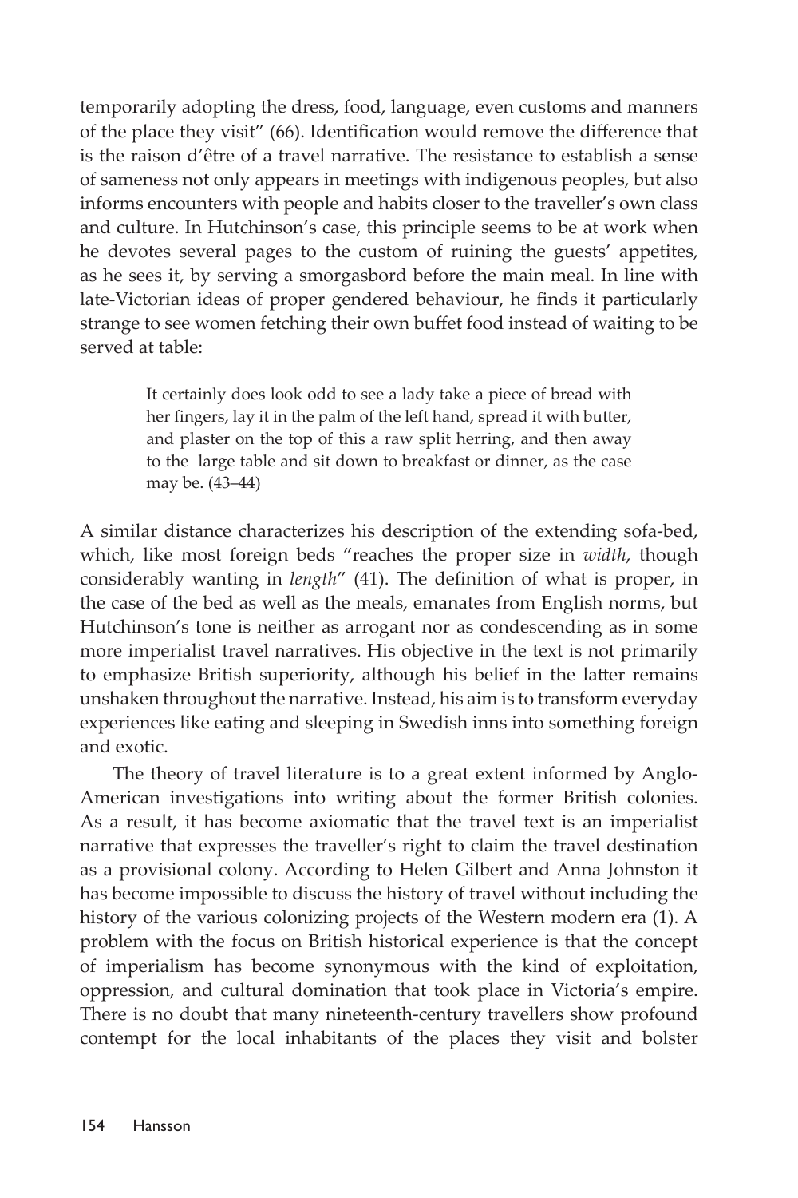temporarily adopting the dress, food, language, even customs and manners of the place they visit" (66). Identification would remove the difference that is the raison d'être of a travel narrative. The resistance to establish a sense of sameness not only appears in meetings with indigenous peoples, but also informs encounters with people and habits closer to the traveller's own class and culture. In Hutchinson's case, this principle seems to be at work when he devotes several pages to the custom of ruining the guests' appetites, as he sees it, by serving a smorgasbord before the main meal. In line with late-Victorian ideas of proper gendered behaviour, he finds it particularly strange to see women fetching their own buffet food instead of waiting to be served at table:

> It certainly does look odd to see a lady take a piece of bread with her fingers, lay it in the palm of the left hand, spread it with butter, and plaster on the top of this a raw split herring, and then away to the large table and sit down to breakfast or dinner, as the case may be. (43–44)

A similar distance characterizes his description of the extending sofa-bed, which, like most foreign beds "reaches the proper size in *width*, though considerably wanting in *length*" (41). The definition of what is proper, in the case of the bed as well as the meals, emanates from English norms, but Hutchinson's tone is neither as arrogant nor as condescending as in some more imperialist travel narratives. His objective in the text is not primarily to emphasize British superiority, although his belief in the latter remains unshaken throughout the narrative. Instead, his aim is to transform everyday experiences like eating and sleeping in Swedish inns into something foreign and exotic.

The theory of travel literature is to a great extent informed by Anglo-American investigations into writing about the former British colonies. As a result, it has become axiomatic that the travel text is an imperialist narrative that expresses the traveller's right to claim the travel destination as a provisional colony. According to Helen Gilbert and Anna Johnston it has become impossible to discuss the history of travel without including the history of the various colonizing projects of the Western modern era (1). A problem with the focus on British historical experience is that the concept of imperialism has become synonymous with the kind of exploitation, oppression, and cultural domination that took place in Victoria's empire. There is no doubt that many nineteenth-century travellers show profound contempt for the local inhabitants of the places they visit and bolster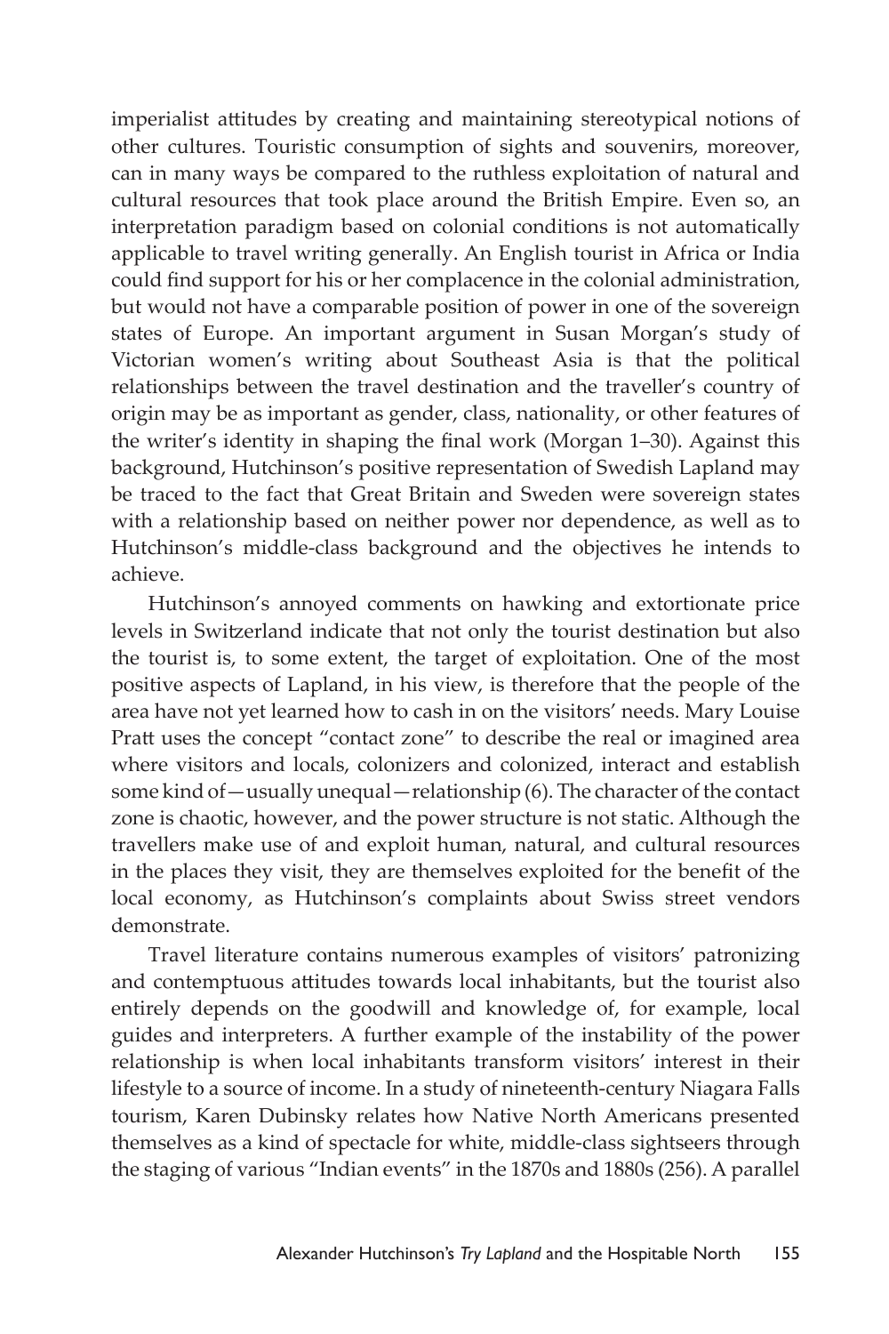imperialist attitudes by creating and maintaining stereotypical notions of other cultures. Touristic consumption of sights and souvenirs, moreover, can in many ways be compared to the ruthless exploitation of natural and cultural resources that took place around the British Empire. Even so, an interpretation paradigm based on colonial conditions is not automatically applicable to travel writing generally. An English tourist in Africa or India could find support for his or her complacence in the colonial administration, but would not have a comparable position of power in one of the sovereign states of Europe. An important argument in Susan Morgan's study of Victorian women's writing about Southeast Asia is that the political relationships between the travel destination and the traveller's country of origin may be as important as gender, class, nationality, or other features of the writer's identity in shaping the final work (Morgan 1–30). Against this background, Hutchinson's positive representation of Swedish Lapland may be traced to the fact that Great Britain and Sweden were sovereign states with a relationship based on neither power nor dependence, as well as to Hutchinson's middle-class background and the objectives he intends to achieve.

Hutchinson's annoyed comments on hawking and extortionate price levels in Switzerland indicate that not only the tourist destination but also the tourist is, to some extent, the target of exploitation. One of the most positive aspects of Lapland, in his view, is therefore that the people of the area have not yet learned how to cash in on the visitors' needs. Mary Louise Pratt uses the concept "contact zone" to describe the real or imagined area where visitors and locals, colonizers and colonized, interact and establish some kind of—usually unequal—relationship (6). The character of the contact zone is chaotic, however, and the power structure is not static. Although the travellers make use of and exploit human, natural, and cultural resources in the places they visit, they are themselves exploited for the benefit of the local economy, as Hutchinson's complaints about Swiss street vendors demonstrate.

Travel literature contains numerous examples of visitors' patronizing and contemptuous attitudes towards local inhabitants, but the tourist also entirely depends on the goodwill and knowledge of, for example, local guides and interpreters. A further example of the instability of the power relationship is when local inhabitants transform visitors' interest in their lifestyle to a source of income. In a study of nineteenth-century Niagara Falls tourism, Karen Dubinsky relates how Native North Americans presented themselves as a kind of spectacle for white, middle-class sightseers through the staging of various "Indian events" in the 1870s and 1880s (256). A parallel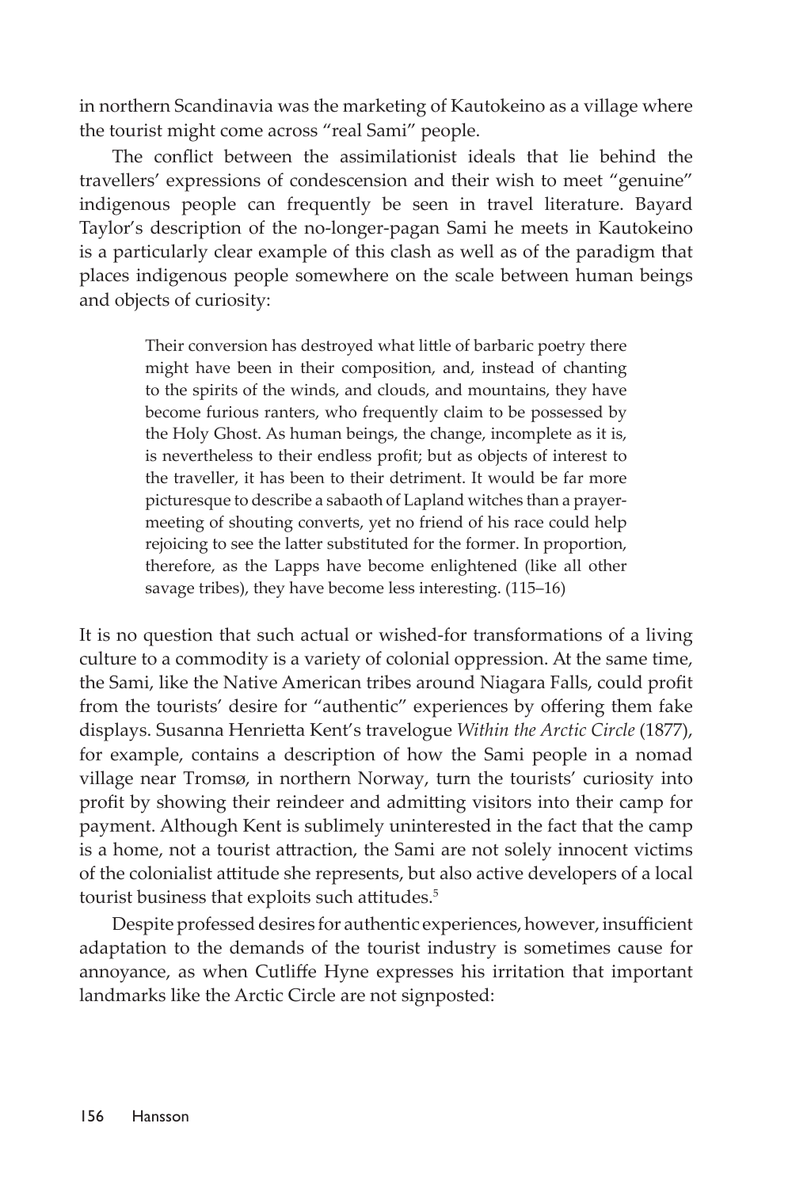in northern Scandinavia was the marketing of Kautokeino as a village where the tourist might come across "real Sami" people.

The conflict between the assimilationist ideals that lie behind the travellers' expressions of condescension and their wish to meet "genuine" indigenous people can frequently be seen in travel literature. Bayard Taylor's description of the no-longer-pagan Sami he meets in Kautokeino is a particularly clear example of this clash as well as of the paradigm that places indigenous people somewhere on the scale between human beings and objects of curiosity:

> Their conversion has destroyed what little of barbaric poetry there might have been in their composition, and, instead of chanting to the spirits of the winds, and clouds, and mountains, they have become furious ranters, who frequently claim to be possessed by the Holy Ghost. As human beings, the change, incomplete as it is, is nevertheless to their endless profit; but as objects of interest to the traveller, it has been to their detriment. It would be far more picturesque to describe a sabaoth of Lapland witches than a prayer-meeting of shouting converts, yet no friend of his race could help rejoicing to see the latter substituted for the former. In proportion, therefore, as the Lapps have become enlightened (like all other savage tribes), they have become less interesting. (115–16)

It is no question that such actual or wished-for transformations of a living culture to a commodity is a variety of colonial oppression. At the same time, the Sami, like the Native American tribes around Niagara Falls, could profit from the tourists' desire for "authentic" experiences by offering them fake displays. Susanna Henrietta Kent's travelogue *Within the Arctic Circle* (1877), for example, contains a description of how the Sami people in a nomad village near Tromsø, in northern Norway, turn the tourists' curiosity into profit by showing their reindeer and admitting visitors into their camp for payment. Although Kent is sublimely uninterested in the fact that the camp is a home, not a tourist attraction, the Sami are not solely innocent victims of the colonialist attitude she represents, but also active developers of a local tourist business that exploits such attitudes.[5]

Despite professed desires for authentic experiences, however, insufficient adaptation to the demands of the tourist industry is sometimes cause for annoyance, as when Cutliffe Hyne expresses his irritation that important landmarks like the Arctic Circle are not signposted: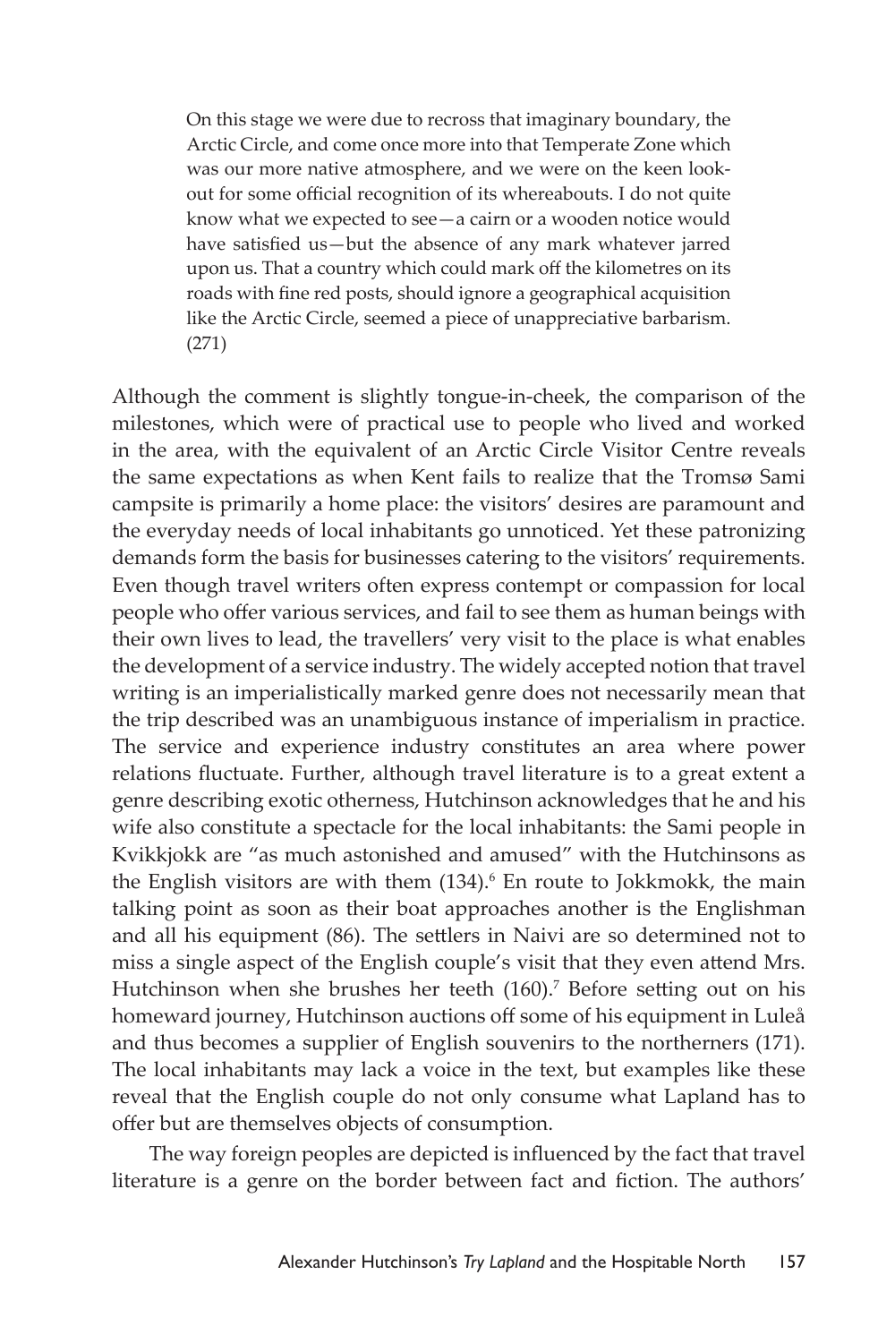> On this stage we were due to recross that imaginary boundary, the Arctic Circle, and come once more into that Temperate Zone which was our more native atmosphere, and we were on the keen look-out for some official recognition of its whereabouts. I do not quite know what we expected to see—a cairn or a wooden notice would have satisfied us—but the absence of any mark whatever jarred upon us. That a country which could mark off the kilometres on its roads with fine red posts, should ignore a geographical acquisition like the Arctic Circle, seemed a piece of unappreciative barbarism. (271)

Although the comment is slightly tongue-in-cheek, the comparison of the milestones, which were of practical use to people who lived and worked in the area, with the equivalent of an Arctic Circle Visitor Centre reveals the same expectations as when Kent fails to realize that the Tromsø Sami campsite is primarily a home place: the visitors' desires are paramount and the everyday needs of local inhabitants go unnoticed. Yet these patronizing demands form the basis for businesses catering to the visitors' requirements. Even though travel writers often express contempt or compassion for local people who offer various services, and fail to see them as human beings with their own lives to lead, the travellers' very visit to the place is what enables the development of a service industry. The widely accepted notion that travel writing is an imperialistically marked genre does not necessarily mean that the trip described was an unambiguous instance of imperialism in practice. The service and experience industry constitutes an area where power relations fluctuate. Further, although travel literature is to a great extent a genre describing exotic otherness, Hutchinson acknowledges that he and his wife also constitute a spectacle for the local inhabitants: the Sami people in Kvikkjokk are "as much astonished and amused" with the Hutchinsons as the English visitors are with them (134).[6] En route to Jokkmokk, the main talking point as soon as their boat approaches another is the Englishman and all his equipment (86). The settlers in Naivi are so determined not to miss a single aspect of the English couple's visit that they even attend Mrs. Hutchinson when she brushes her teeth (160).[7] Before setting out on his homeward journey, Hutchinson auctions off some of his equipment in Luleå and thus becomes a supplier of English souvenirs to the northerners (171). The local inhabitants may lack a voice in the text, but examples like these reveal that the English couple do not only consume what Lapland has to offer but are themselves objects of consumption.

The way foreign peoples are depicted is influenced by the fact that travel literature is a genre on the border between fact and fiction. The authors'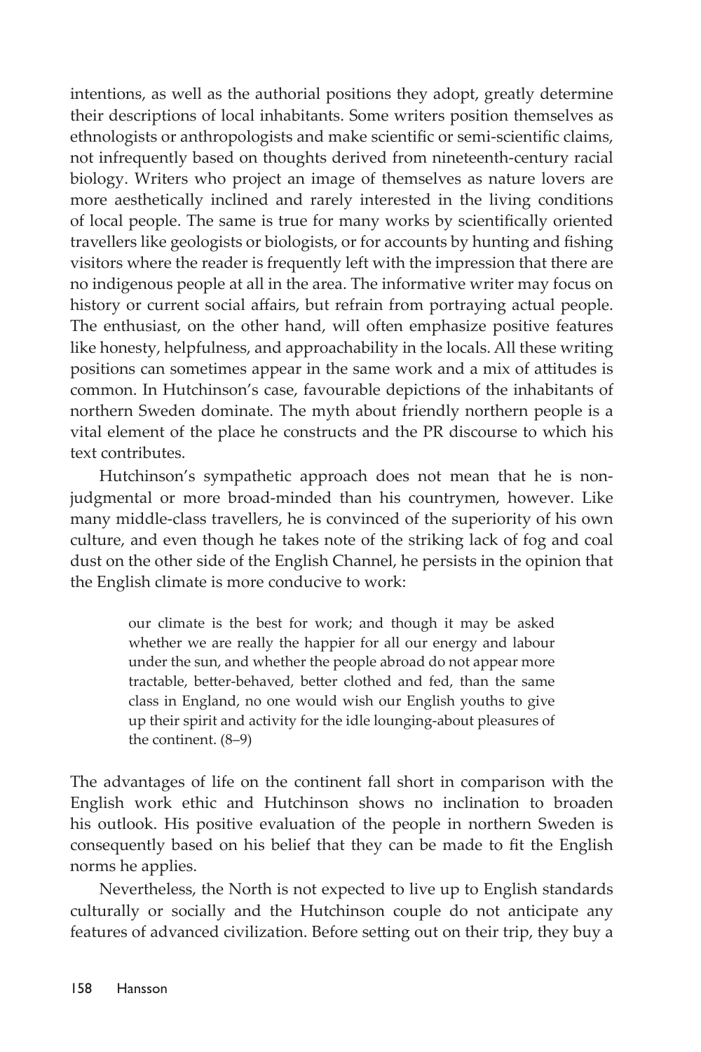intentions, as well as the authorial positions they adopt, greatly determine their descriptions of local inhabitants. Some writers position themselves as ethnologists or anthropologists and make scientific or semi-scientific claims, not infrequently based on thoughts derived from nineteenth-century racial biology. Writers who project an image of themselves as nature lovers are more aesthetically inclined and rarely interested in the living conditions of local people. The same is true for many works by scientifically oriented travellers like geologists or biologists, or for accounts by hunting and fishing visitors where the reader is frequently left with the impression that there are no indigenous people at all in the area. The informative writer may focus on history or current social affairs, but refrain from portraying actual people. The enthusiast, on the other hand, will often emphasize positive features like honesty, helpfulness, and approachability in the locals. All these writing positions can sometimes appear in the same work and a mix of attitudes is common. In Hutchinson's case, favourable depictions of the inhabitants of northern Sweden dominate. The myth about friendly northern people is a vital element of the place he constructs and the PR discourse to which his text contributes.

Hutchinson's sympathetic approach does not mean that he is non-judgmental or more broad-minded than his countrymen, however. Like many middle-class travellers, he is convinced of the superiority of his own culture, and even though he takes note of the striking lack of fog and coal dust on the other side of the English Channel, he persists in the opinion that the English climate is more conducive to work:

> our climate is the best for work; and though it may be asked whether we are really the happier for all our energy and labour under the sun, and whether the people abroad do not appear more tractable, better-behaved, better clothed and fed, than the same class in England, no one would wish our English youths to give up their spirit and activity for the idle lounging-about pleasures of the continent. (8–9)

The advantages of life on the continent fall short in comparison with the English work ethic and Hutchinson shows no inclination to broaden his outlook. His positive evaluation of the people in northern Sweden is consequently based on his belief that they can be made to fit the English norms he applies.

Nevertheless, the North is not expected to live up to English standards culturally or socially and the Hutchinson couple do not anticipate any features of advanced civilization. Before setting out on their trip, they buy a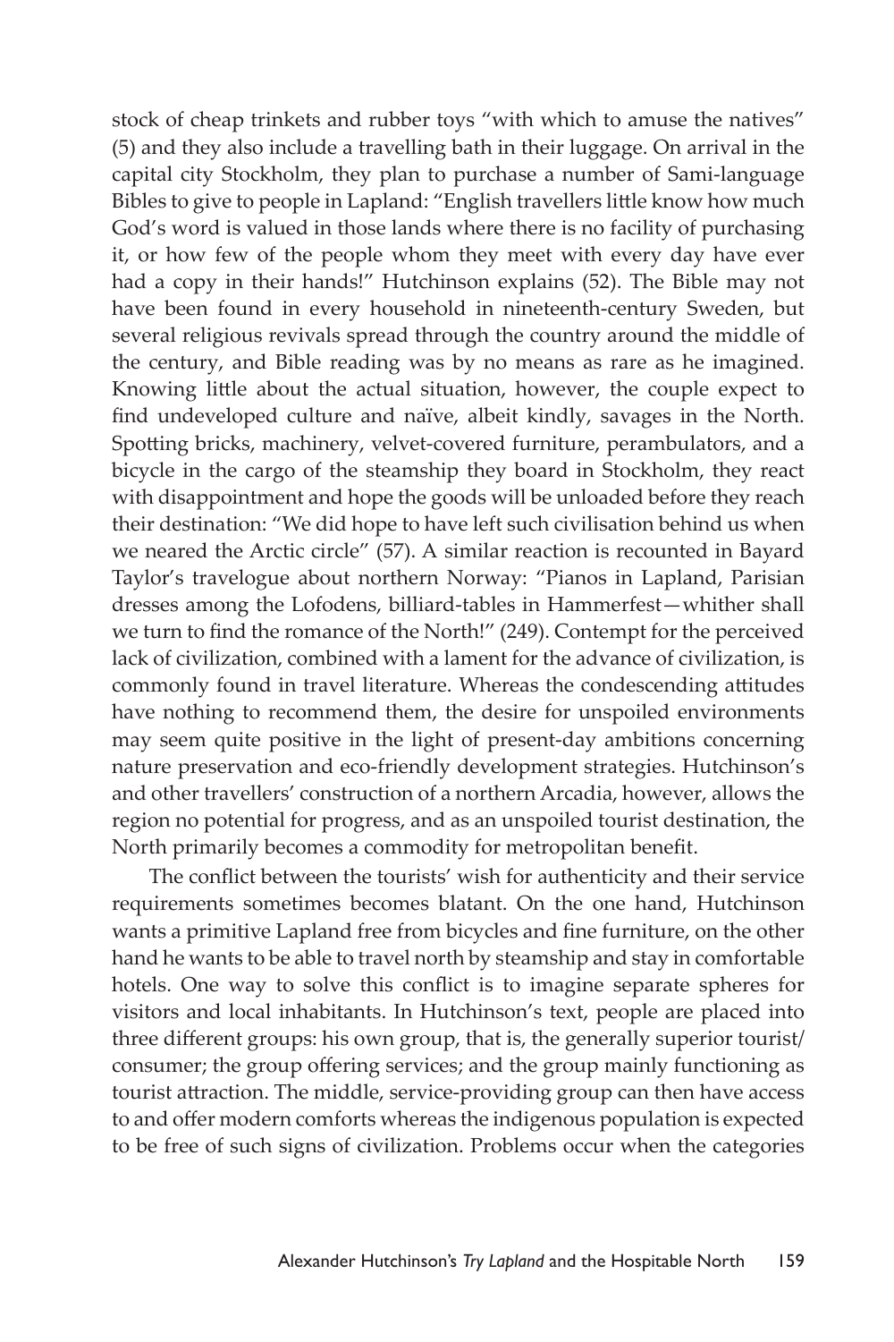stock of cheap trinkets and rubber toys "with which to amuse the natives" (5) and they also include a travelling bath in their luggage. On arrival in the capital city Stockholm, they plan to purchase a number of Sami-language Bibles to give to people in Lapland: "English travellers little know how much God's word is valued in those lands where there is no facility of purchasing it, or how few of the people whom they meet with every day have ever had a copy in their hands!" Hutchinson explains (52). The Bible may not have been found in every household in nineteenth-century Sweden, but several religious revivals spread through the country around the middle of the century, and Bible reading was by no means as rare as he imagined. Knowing little about the actual situation, however, the couple expect to find undeveloped culture and naïve, albeit kindly, savages in the North. Spotting bricks, machinery, velvet-covered furniture, perambulators, and a bicycle in the cargo of the steamship they board in Stockholm, they react with disappointment and hope the goods will be unloaded before they reach their destination: "We did hope to have left such civilisation behind us when we neared the Arctic circle" (57). A similar reaction is recounted in Bayard Taylor's travelogue about northern Norway: "Pianos in Lapland, Parisian dresses among the Lofodens, billiard-tables in Hammerfest—whither shall we turn to find the romance of the North!" (249). Contempt for the perceived lack of civilization, combined with a lament for the advance of civilization, is commonly found in travel literature. Whereas the condescending attitudes have nothing to recommend them, the desire for unspoiled environments may seem quite positive in the light of present-day ambitions concerning nature preservation and eco-friendly development strategies. Hutchinson's and other travellers' construction of a northern Arcadia, however, allows the region no potential for progress, and as an unspoiled tourist destination, the North primarily becomes a commodity for metropolitan benefit.

The conflict between the tourists' wish for authenticity and their service requirements sometimes becomes blatant. On the one hand, Hutchinson wants a primitive Lapland free from bicycles and fine furniture, on the other hand he wants to be able to travel north by steamship and stay in comfortable hotels. One way to solve this conflict is to imagine separate spheres for visitors and local inhabitants. In Hutchinson's text, people are placed into three different groups: his own group, that is, the generally superior tourist/consumer; the group offering services; and the group mainly functioning as tourist attraction. The middle, service-providing group can then have access to and offer modern comforts whereas the indigenous population is expected to be free of such signs of civilization. Problems occur when the categories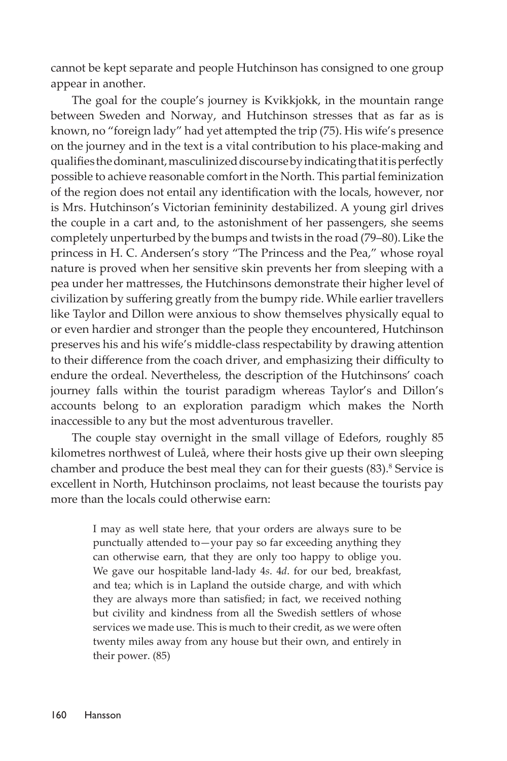cannot be kept separate and people Hutchinson has consigned to one group appear in another.

The goal for the couple's journey is Kvikkjokk, in the mountain range between Sweden and Norway, and Hutchinson stresses that as far as is known, no "foreign lady" had yet attempted the trip (75). His wife's presence on the journey and in the text is a vital contribution to his place-making and qualifies the dominant, masculinized discourse by indicating that it is perfectly possible to achieve reasonable comfort in the North. This partial feminization of the region does not entail any identification with the locals, however, nor is Mrs. Hutchinson's Victorian femininity destabilized. A young girl drives the couple in a cart and, to the astonishment of her passengers, she seems completely unperturbed by the bumps and twists in the road (79–80). Like the princess in H. C. Andersen's story "The Princess and the Pea," whose royal nature is proved when her sensitive skin prevents her from sleeping with a pea under her mattresses, the Hutchinsons demonstrate their higher level of civilization by suffering greatly from the bumpy ride. While earlier travellers like Taylor and Dillon were anxious to show themselves physically equal to or even hardier and stronger than the people they encountered, Hutchinson preserves his and his wife's middle-class respectability by drawing attention to their difference from the coach driver, and emphasizing their difficulty to endure the ordeal. Nevertheless, the description of the Hutchinsons' coach journey falls within the tourist paradigm whereas Taylor's and Dillon's accounts belong to an exploration paradigm which makes the North inaccessible to any but the most adventurous traveller.

The couple stay overnight in the small village of Edefors, roughly 85 kilometres northwest of Luleå, where their hosts give up their own sleeping chamber and produce the best meal they can for their guests (83).[8] Service is excellent in North, Hutchinson proclaims, not least because the tourists pay more than the locals could otherwise earn:

> I may as well state here, that your orders are always sure to be punctually attended to—your pay so far exceeding anything they can otherwise earn, that they are only too happy to oblige you. We gave our hospitable land-lady 4*s*. 4*d*. for our bed, breakfast, and tea; which is in Lapland the outside charge, and with which they are always more than satisfied; in fact, we received nothing but civility and kindness from all the Swedish settlers of whose services we made use. This is much to their credit, as we were often twenty miles away from any house but their own, and entirely in their power. (85)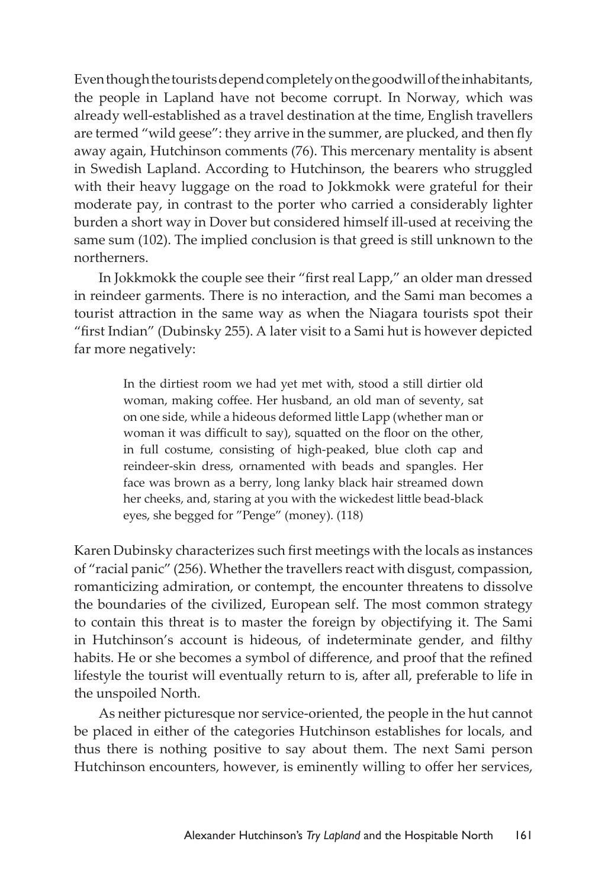Even though the tourists depend completely on the goodwill of the inhabitants, the people in Lapland have not become corrupt. In Norway, which was already well-established as a travel destination at the time, English travellers are termed "wild geese": they arrive in the summer, are plucked, and then fly away again, Hutchinson comments (76). This mercenary mentality is absent in Swedish Lapland. According to Hutchinson, the bearers who struggled with their heavy luggage on the road to Jokkmokk were grateful for their moderate pay, in contrast to the porter who carried a considerably lighter burden a short way in Dover but considered himself ill-used at receiving the same sum (102). The implied conclusion is that greed is still unknown to the northerners.

In Jokkmokk the couple see their "first real Lapp," an older man dressed in reindeer garments. There is no interaction, and the Sami man becomes a tourist attraction in the same way as when the Niagara tourists spot their "first Indian" (Dubinsky 255). A later visit to a Sami hut is however depicted far more negatively:

> In the dirtiest room we had yet met with, stood a still dirtier old woman, making coffee. Her husband, an old man of seventy, sat on one side, while a hideous deformed little Lapp (whether man or woman it was difficult to say), squatted on the floor on the other, in full costume, consisting of high-peaked, blue cloth cap and reindeer-skin dress, ornamented with beads and spangles. Her face was brown as a berry, long lanky black hair streamed down her cheeks, and, staring at you with the wickedest little bead-black eyes, she begged for "Penge" (money). (118)

Karen Dubinsky characterizes such first meetings with the locals as instances of "racial panic" (256). Whether the travellers react with disgust, compassion, romanticizing admiration, or contempt, the encounter threatens to dissolve the boundaries of the civilized, European self. The most common strategy to contain this threat is to master the foreign by objectifying it. The Sami in Hutchinson's account is hideous, of indeterminate gender, and filthy habits. He or she becomes a symbol of difference, and proof that the refined lifestyle the tourist will eventually return to is, after all, preferable to life in the unspoiled North.

As neither picturesque nor service-oriented, the people in the hut cannot be placed in either of the categories Hutchinson establishes for locals, and thus there is nothing positive to say about them. The next Sami person Hutchinson encounters, however, is eminently willing to offer her services,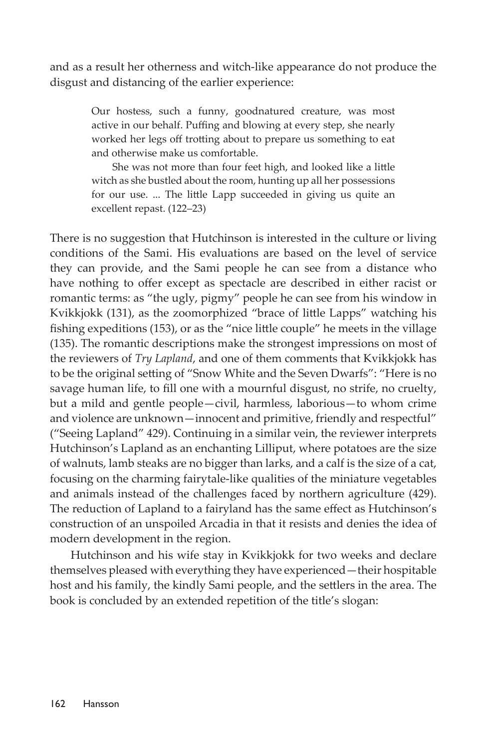and as a result her otherness and witch-like appearance do not produce the disgust and distancing of the earlier experience:

> Our hostess, such a funny, goodnatured creature, was most active in our behalf. Puffing and blowing at every step, she nearly worked her legs off trotting about to prepare us something to eat and otherwise make us comfortable.
>
> She was not more than four feet high, and looked like a little witch as she bustled about the room, hunting up all her possessions for our use. ... The little Lapp succeeded in giving us quite an excellent repast. (122–23)

There is no suggestion that Hutchinson is interested in the culture or living conditions of the Sami. His evaluations are based on the level of service they can provide, and the Sami people he can see from a distance who have nothing to offer except as spectacle are described in either racist or romantic terms: as "the ugly, pigmy" people he can see from his window in Kvikkjokk (131), as the zoomorphized "brace of little Lapps" watching his fishing expeditions (153), or as the "nice little couple" he meets in the village (135). The romantic descriptions make the strongest impressions on most of the reviewers of *Try Lapland*, and one of them comments that Kvikkjokk has to be the original setting of "Snow White and the Seven Dwarfs": "Here is no savage human life, to fill one with a mournful disgust, no strife, no cruelty, but a mild and gentle people—civil, harmless, laborious—to whom crime and violence are unknown—innocent and primitive, friendly and respectful" ("Seeing Lapland" 429). Continuing in a similar vein, the reviewer interprets Hutchinson's Lapland as an enchanting Lilliput, where potatoes are the size of walnuts, lamb steaks are no bigger than larks, and a calf is the size of a cat, focusing on the charming fairytale-like qualities of the miniature vegetables and animals instead of the challenges faced by northern agriculture (429). The reduction of Lapland to a fairyland has the same effect as Hutchinson's construction of an unspoiled Arcadia in that it resists and denies the idea of modern development in the region.

Hutchinson and his wife stay in Kvikkjokk for two weeks and declare themselves pleased with everything they have experienced—their hospitable host and his family, the kindly Sami people, and the settlers in the area. The book is concluded by an extended repetition of the title's slogan: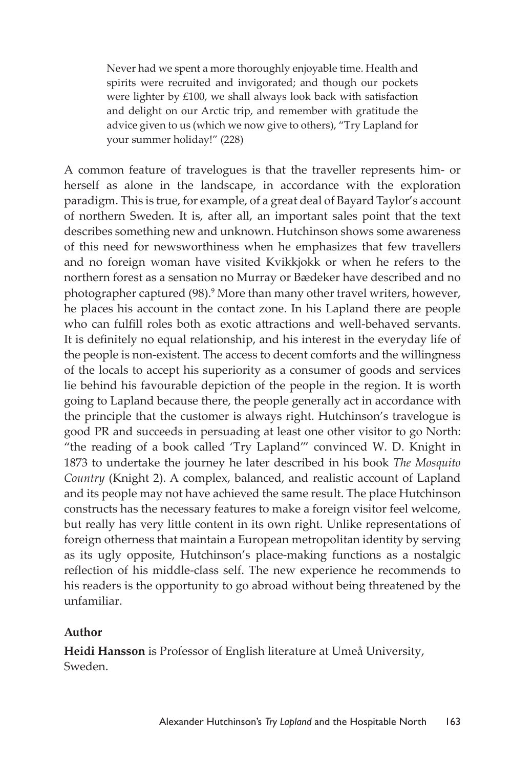> Never had we spent a more thoroughly enjoyable time. Health and spirits were recruited and invigorated; and though our pockets were lighter by £100, we shall always look back with satisfaction and delight on our Arctic trip, and remember with gratitude the advice given to us (which we now give to others), "Try Lapland for your summer holiday!" (228)

A common feature of travelogues is that the traveller represents him- or herself as alone in the landscape, in accordance with the exploration paradigm. This is true, for example, of a great deal of Bayard Taylor's account of northern Sweden. It is, after all, an important sales point that the text describes something new and unknown. Hutchinson shows some awareness of this need for newsworthiness when he emphasizes that few travellers and no foreign woman have visited Kvikkjokk or when he refers to the northern forest as a sensation no Murray or Bædeker have described and no photographer captured (98).[9] More than many other travel writers, however, he places his account in the contact zone. In his Lapland there are people who can fulfill roles both as exotic attractions and well-behaved servants. It is definitely no equal relationship, and his interest in the everyday life of the people is non-existent. The access to decent comforts and the willingness of the locals to accept his superiority as a consumer of goods and services lie behind his favourable depiction of the people in the region. It is worth going to Lapland because there, the people generally act in accordance with the principle that the customer is always right. Hutchinson's travelogue is good PR and succeeds in persuading at least one other visitor to go North: "the reading of a book called 'Try Lapland'" convinced W. D. Knight in 1873 to undertake the journey he later described in his book *The Mosquito Country* (Knight 2). A complex, balanced, and realistic account of Lapland and its people may not have achieved the same result. The place Hutchinson constructs has the necessary features to make a foreign visitor feel welcome, but really has very little content in its own right. Unlike representations of foreign otherness that maintain a European metropolitan identity by serving as its ugly opposite, Hutchinson's place-making functions as a nostalgic reflection of his middle-class self. The new experience he recommends to his readers is the opportunity to go abroad without being threatened by the unfamiliar.

**Author**

**Heidi Hansson** is Professor of English literature at Umeå University, Sweden.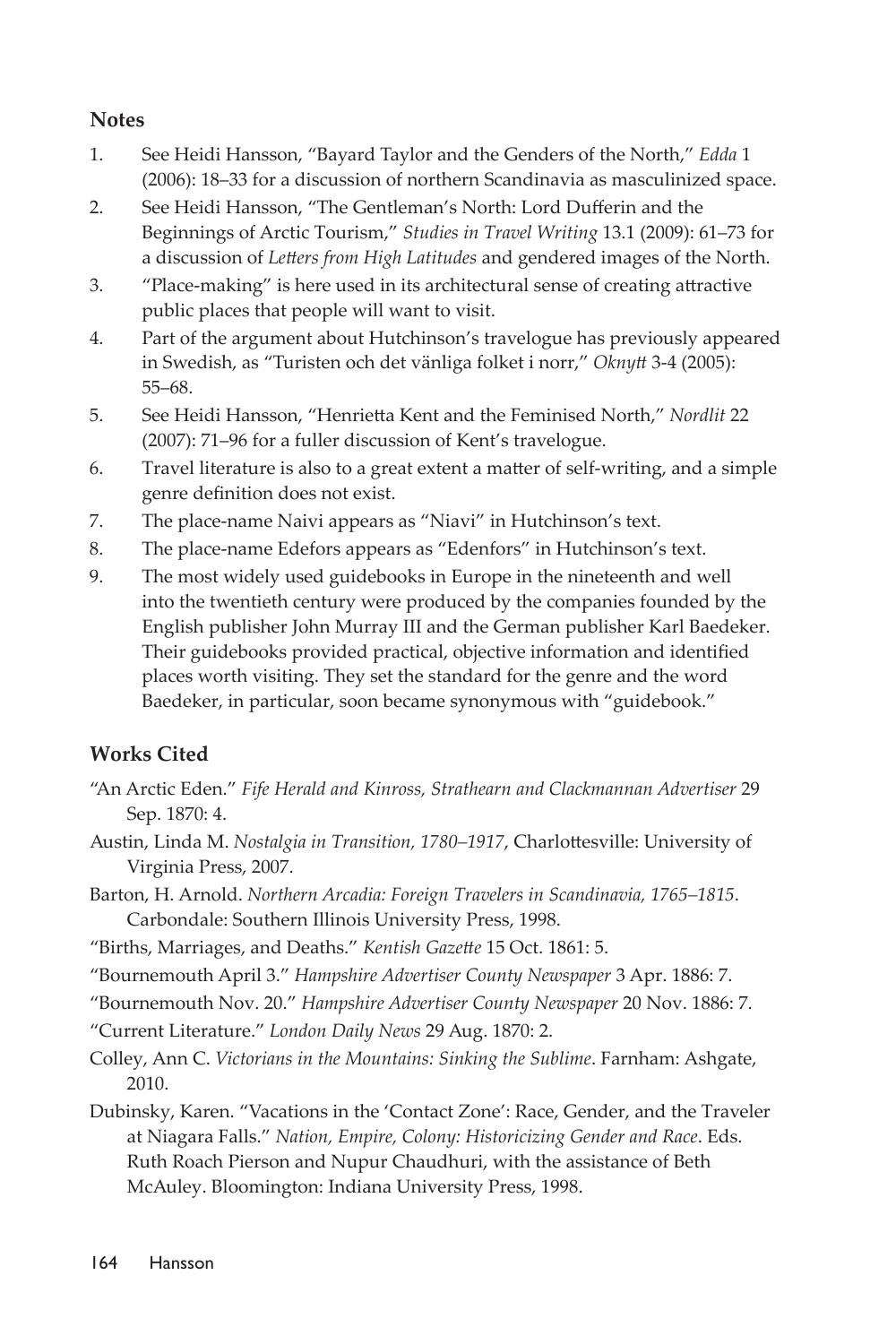## Notes

1. See Heidi Hansson, "Bayard Taylor and the Genders of the North," *Edda* 1 (2006): 18–33 for a discussion of northern Scandinavia as masculinized space.
2. See Heidi Hansson, "The Gentleman's North: Lord Dufferin and the Beginnings of Arctic Tourism," *Studies in Travel Writing* 13.1 (2009): 61–73 for a discussion of *Letters from High Latitudes* and gendered images of the North.
3. "Place-making" is here used in its architectural sense of creating attractive public places that people will want to visit.
4. Part of the argument about Hutchinson's travelogue has previously appeared in Swedish, as "Turisten och det vänliga folket i norr," *Oknytt* 3-4 (2005): 55–68.
5. See Heidi Hansson, "Henrietta Kent and the Feminised North," *Nordlit* 22 (2007): 71–96 for a fuller discussion of Kent's travelogue.
6. Travel literature is also to a great extent a matter of self-writing, and a simple genre definition does not exist.
7. The place-name Naivi appears as "Niavi" in Hutchinson's text.
8. The place-name Edefors appears as "Edenfors" in Hutchinson's text.
9. The most widely used guidebooks in Europe in the nineteenth and well into the twentieth century were produced by the companies founded by the English publisher John Murray III and the German publisher Karl Baedeker. Their guidebooks provided practical, objective information and identified places worth visiting. They set the standard for the genre and the word Baedeker, in particular, soon became synonymous with "guidebook."

## Works Cited

"An Arctic Eden." *Fife Herald and Kinross, Strathearn and Clackmannan Advertiser* 29 Sep. 1870: 4.

Austin, Linda M. *Nostalgia in Transition, 1780–1917*, Charlottesville: University of Virginia Press, 2007.

Barton, H. Arnold. *Northern Arcadia: Foreign Travelers in Scandinavia, 1765–1815*. Carbondale: Southern Illinois University Press, 1998.

"Births, Marriages, and Deaths." *Kentish Gazette* 15 Oct. 1861: 5.

"Bournemouth April 3." *Hampshire Advertiser County Newspaper* 3 Apr. 1886: 7.

"Bournemouth Nov. 20." *Hampshire Advertiser County Newspaper* 20 Nov. 1886: 7.

"Current Literature." *London Daily News* 29 Aug. 1870: 2.

Colley, Ann C. *Victorians in the Mountains: Sinking the Sublime*. Farnham: Ashgate, 2010.

Dubinsky, Karen. "Vacations in the 'Contact Zone': Race, Gender, and the Traveler at Niagara Falls." *Nation, Empire, Colony: Historicizing Gender and Race*. Eds. Ruth Roach Pierson and Nupur Chaudhuri, with the assistance of Beth McAuley. Bloomington: Indiana University Press, 1998.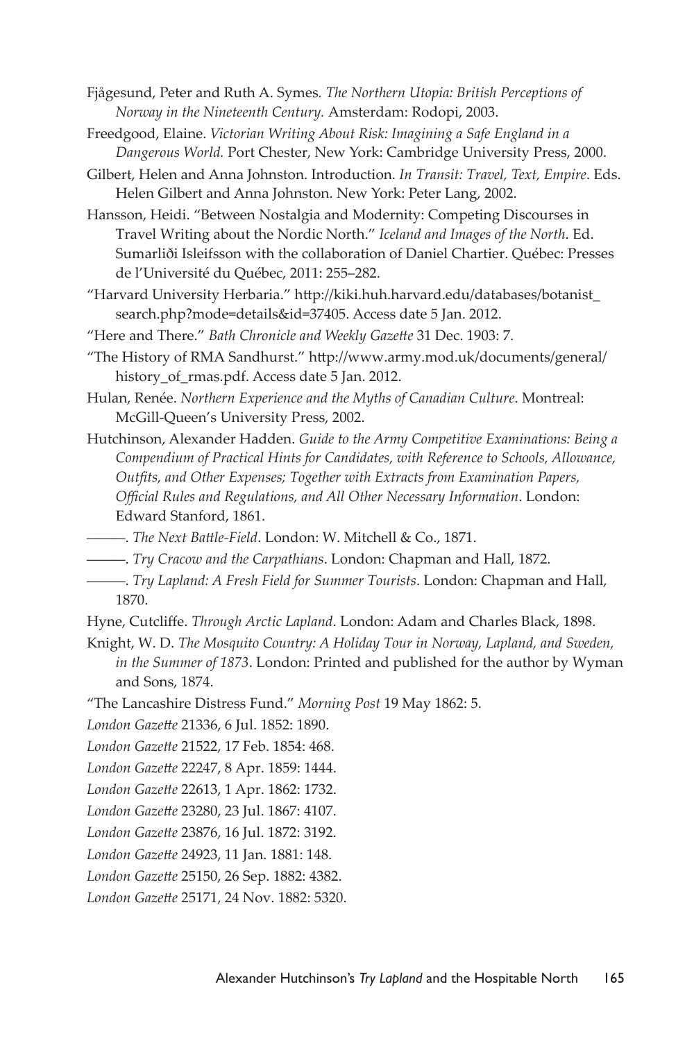Fjågesund, Peter and Ruth A. Symes. *The Northern Utopia: British Perceptions of Norway in the Nineteenth Century.* Amsterdam: Rodopi, 2003.

Freedgood, Elaine. *Victorian Writing About Risk: Imagining a Safe England in a Dangerous World.* Port Chester, New York: Cambridge University Press, 2000.

Gilbert, Helen and Anna Johnston. Introduction. *In Transit: Travel, Text, Empire*. Eds. Helen Gilbert and Anna Johnston. New York: Peter Lang, 2002.

Hansson, Heidi. "Between Nostalgia and Modernity: Competing Discourses in Travel Writing about the Nordic North." *Iceland and Images of the North*. Ed. Sumarliði Isleifsson with the collaboration of Daniel Chartier. Québec: Presses de l'Université du Québec, 2011: 255–282.

"Harvard University Herbaria." http://kiki.huh.harvard.edu/databases/botanist_search.php?mode=details&id=37405. Access date 5 Jan. 2012.

"Here and There." *Bath Chronicle and Weekly Gazette* 31 Dec. 1903: 7.

"The History of RMA Sandhurst." http://www.army.mod.uk/documents/general/history_of_rmas.pdf. Access date 5 Jan. 2012.

Hulan, Renée. *Northern Experience and the Myths of Canadian Culture*. Montreal: McGill-Queen's University Press, 2002.

Hutchinson, Alexander Hadden. *Guide to the Army Competitive Examinations: Being a Compendium of Practical Hints for Candidates, with Reference to Schools, Allowance, Outfits, and Other Expenses; Together with Extracts from Examination Papers, Official Rules and Regulations, and All Other Necessary Information*. London: Edward Stanford, 1861.

———. *The Next Battle-Field*. London: W. Mitchell & Co., 1871.

———. *Try Cracow and the Carpathians*. London: Chapman and Hall, 1872.

———. *Try Lapland: A Fresh Field for Summer Tourists*. London: Chapman and Hall, 1870.

Hyne, Cutcliffe. *Through Arctic Lapland*. London: Adam and Charles Black, 1898.

Knight, W. D. *The Mosquito Country: A Holiday Tour in Norway, Lapland, and Sweden, in the Summer of 1873*. London: Printed and published for the author by Wyman and Sons, 1874.

"The Lancashire Distress Fund." *Morning Post* 19 May 1862: 5.

*London Gazette* 21336, 6 Jul. 1852: 1890.

*London Gazette* 21522, 17 Feb. 1854: 468.

*London Gazette* 22247, 8 Apr. 1859: 1444.

*London Gazette* 22613, 1 Apr. 1862: 1732.

*London Gazette* 23280, 23 Jul. 1867: 4107.

*London Gazette* 23876, 16 Jul. 1872: 3192.

*London Gazette* 24923, 11 Jan. 1881: 148.

*London Gazette* 25150, 26 Sep. 1882: 4382.

*London Gazette* 25171, 24 Nov. 1882: 5320.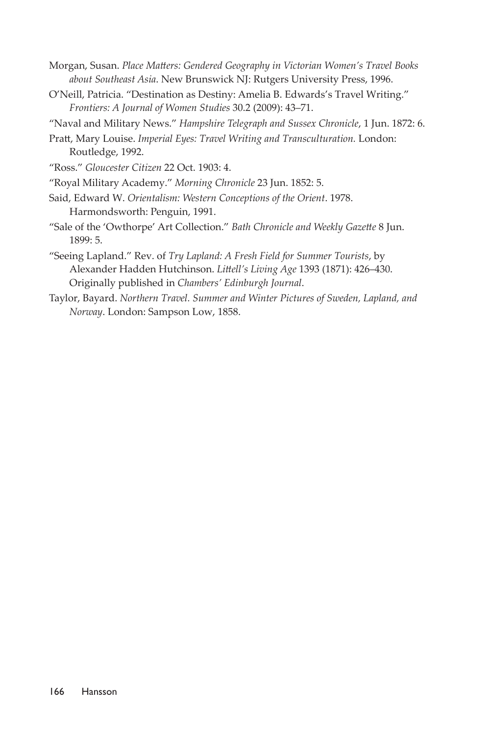Morgan, Susan. *Place Matters: Gendered Geography in Victorian Women's Travel Books about Southeast Asia*. New Brunswick NJ: Rutgers University Press, 1996.

O'Neill, Patricia. "Destination as Destiny: Amelia B. Edwards's Travel Writing." *Frontiers: A Journal of Women Studies* 30.2 (2009): 43–71.

"Naval and Military News." *Hampshire Telegraph and Sussex Chronicle*, 1 Jun. 1872: 6.

Pratt, Mary Louise. *Imperial Eyes: Travel Writing and Transculturation.* London: Routledge, 1992.

"Ross." *Gloucester Citizen* 22 Oct. 1903: 4.

"Royal Military Academy." *Morning Chronicle* 23 Jun. 1852: 5.

Said, Edward W. *Orientalism: Western Conceptions of the Orient*. 1978. Harmondsworth: Penguin, 1991.

"Sale of the 'Owthorpe' Art Collection." *Bath Chronicle and Weekly Gazette* 8 Jun. 1899: 5.

"Seeing Lapland." Rev. of *Try Lapland: A Fresh Field for Summer Tourists*, by Alexander Hadden Hutchinson. *Littell's Living Age* 1393 (1871): 426–430. Originally published in *Chambers' Edinburgh Journal*.

Taylor, Bayard. *Northern Travel. Summer and Winter Pictures of Sweden, Lapland, and Norway*. London: Sampson Low, 1858.